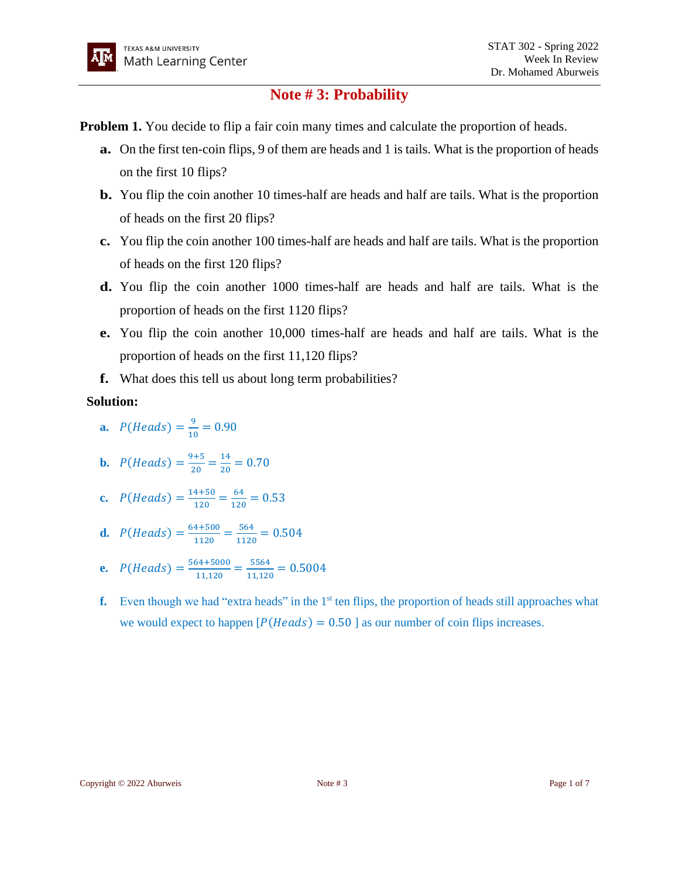# Note # 3: Probability

**Problem 1.** You decide to flip a fair coin many times and calculate the proportion of heads.

- **a.** On the first ten-coin flips, 9 of them are heads and 1 is tails. What is the proportion of heads on the first 10 flips?
- **b.** You flip the coin another 10 times-half are heads and half are tails. What is the proportion of heads on the first 20 flips?
- **c.** You flip the coin another 100 times-half are heads and half are tails. What is the proportion of heads on the first 120 flips?
- **d.** You flip the coin another 1000 times-half are heads and half are tails. What is the proportion of heads on the first 1120 flips?
- **e.** You flip the coin another 10,000 times-half are heads and half are tails. What is the proportion of heads on the first 11,120 flips?
- **f.** What does this tell us about long term probabilities?

**Solution:**

- **a.** $P(Heads) = \frac{9}{10} = 0.90$
- **b.** $P(Heads) = \frac{9+5}{20} = \frac{14}{20} = 0.70$
- **c.** $P(Heads) = \frac{14+50}{120} = \frac{64}{120} = 0.53$
- **d.** $P(Heads) = \frac{64+500}{1120} = \frac{564}{1120} = 0.504$
- **e.** $P(Heads) = \frac{564+5000}{11{,}120} = \frac{5564}{11{,}120} = 0.5004$
- **f.** Even though we had "extra heads" in the 1st ten flips, the proportion of heads still approaches what we would expect to happen [$P(Heads) = 0.50$ ] as our number of coin flips increases.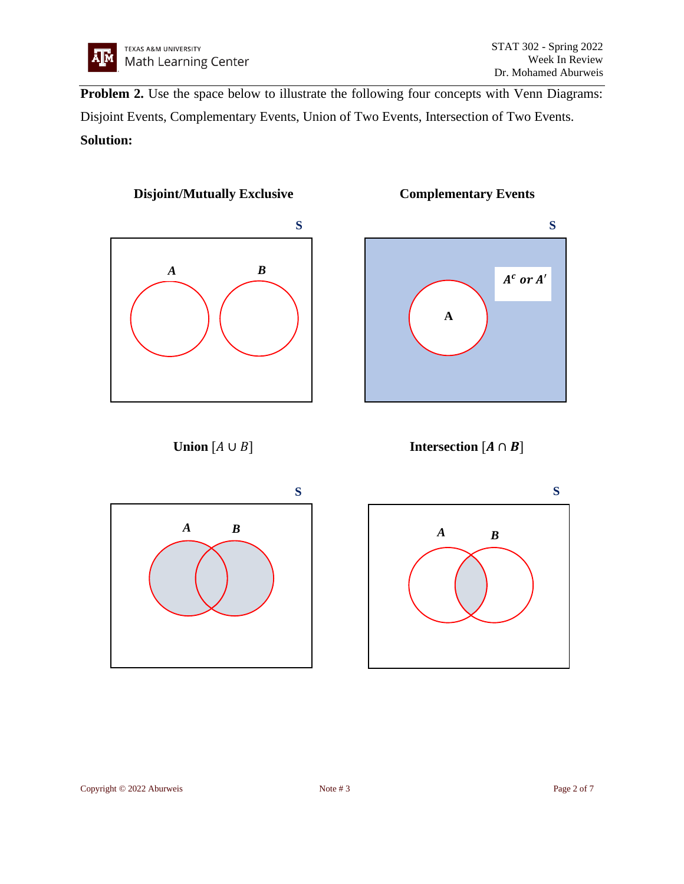**Problem 2.** Use the space below to illustrate the following four concepts with Venn Diagrams: Disjoint Events, Complementary Events, Union of Two Events, Intersection of Two Events.

**Solution:**

**Disjoint/Mutually Exclusive**

S

*A* *B*

**Complementary Events**

S

$A^c$ *or* $A'$

A

**Union** $[A \cup B]$

S

*A* *B*

**Intersection** $[\boldsymbol{A} \cap \boldsymbol{B}]$

S

*A* *B*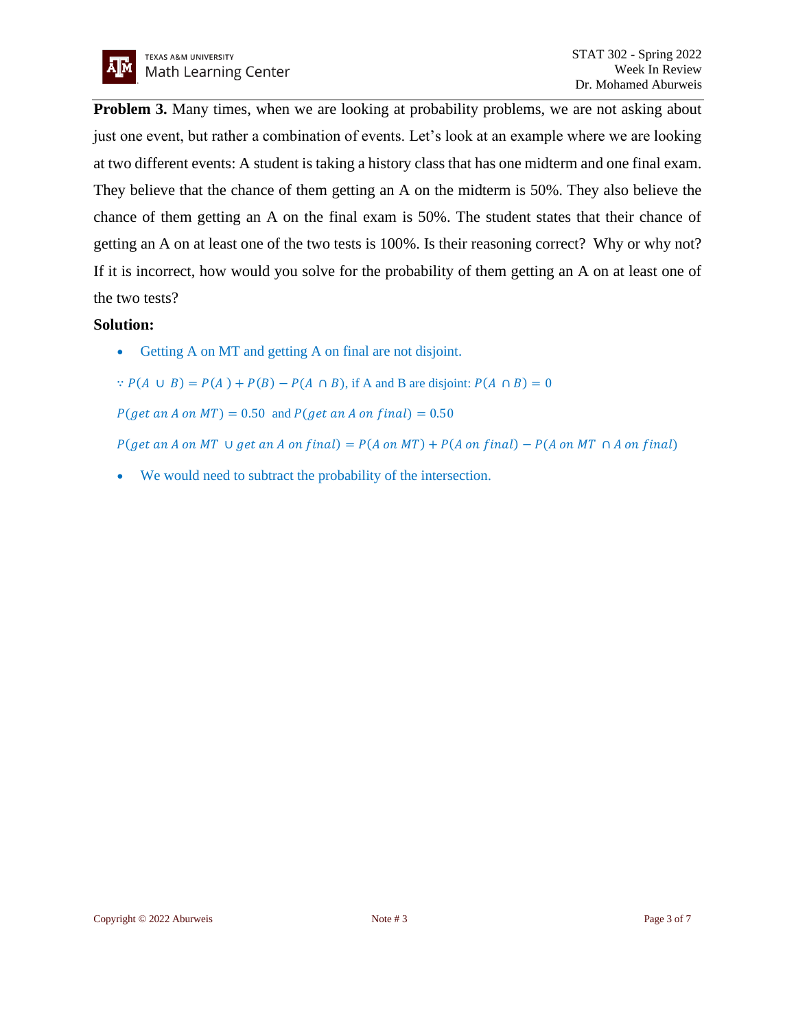**Problem 3.** Many times, when we are looking at probability problems, we are not asking about just one event, but rather a combination of events. Let's look at an example where we are looking at two different events: A student is taking a history class that has one midterm and one final exam. They believe that the chance of them getting an A on the midterm is 50%. They also believe the chance of them getting an A on the final exam is 50%. The student states that their chance of getting an A on at least one of the two tests is 100%. Is their reasoning correct? Why or why not? If it is incorrect, how would you solve for the probability of them getting an A on at least one of the two tests?

**Solution:**

- Getting A on MT and getting A on final are not disjoint.

$\because P(A \cup B) = P(A) + P(B) - P(A \cap B)$, if A and B are disjoint: $P(A \cap B) = 0$

$P(get\ an\ A\ on\ MT) = 0.50$ and $P(get\ an\ A\ on\ final) = 0.50$

$P(get\ an\ A\ on\ MT \cup get\ an\ A\ on\ final) = P(A\ on\ MT) + P(A\ on\ final) - P(A\ on\ MT \cap A\ on\ final)$

- We would need to subtract the probability of the intersection.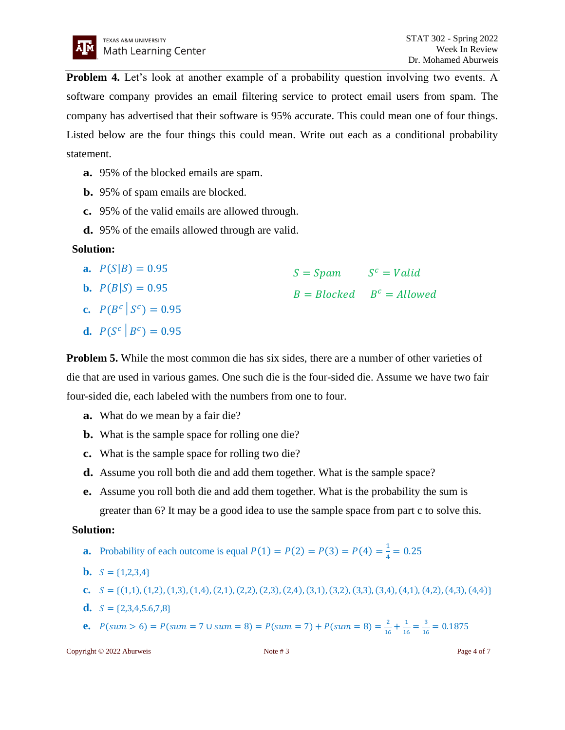**Problem 4.** Let's look at another example of a probability question involving two events. A software company provides an email filtering service to protect email users from spam. The company has advertised that their software is 95% accurate. This could mean one of four things. Listed below are the four things this could mean. Write out each as a conditional probability statement.

**a.** 95% of the blocked emails are spam.

**b.** 95% of spam emails are blocked.

**c.** 95% of the valid emails are allowed through.

**d.** 95% of the emails allowed through are valid.

**Solution:**

$S = Spam \quad S^c = Valid$

$B = Blocked \quad B^c = Allowed$

**a.** $P(S|B) = 0.95$

**b.** $P(B|S) = 0.95$

**c.** $P(B^c \mid S^c) = 0.95$

**d.** $P(S^c \mid B^c) = 0.95$

**Problem 5.** While the most common die has six sides, there are a number of other varieties of die that are used in various games. One such die is the four-sided die. Assume we have two fair four-sided die, each labeled with the numbers from one to four.

**a.** What do we mean by a fair die?

**b.** What is the sample space for rolling one die?

**c.** What is the sample space for rolling two die?

**d.** Assume you roll both die and add them together. What is the sample space?

**e.** Assume you roll both die and add them together. What is the probability the sum is greater than 6? It may be a good idea to use the sample space from part c to solve this.

**Solution:**

**a.** Probability of each outcome is equal $P(1) = P(2) = P(3) = P(4) = \frac{1}{4} = 0.25$

**b.** $S = \{1,2,3,4\}$

**c.** $S = \{(1,1), (1,2), (1,3), (1,4), (2,1), (2,2), (2,3), (2,4), (3,1), (3,2), (3,3), (3,4), (4,1), (4,2), (4,3), (4,4)\}$

**d.** $S = \{2,3,4,5.6,7,8\}$

**e.** $P(sum > 6) = P(sum = 7 \cup sum = 8) = P(sum = 7) + P(sum = 8) = \frac{2}{16} + \frac{1}{16} = \frac{3}{16} = 0.1875$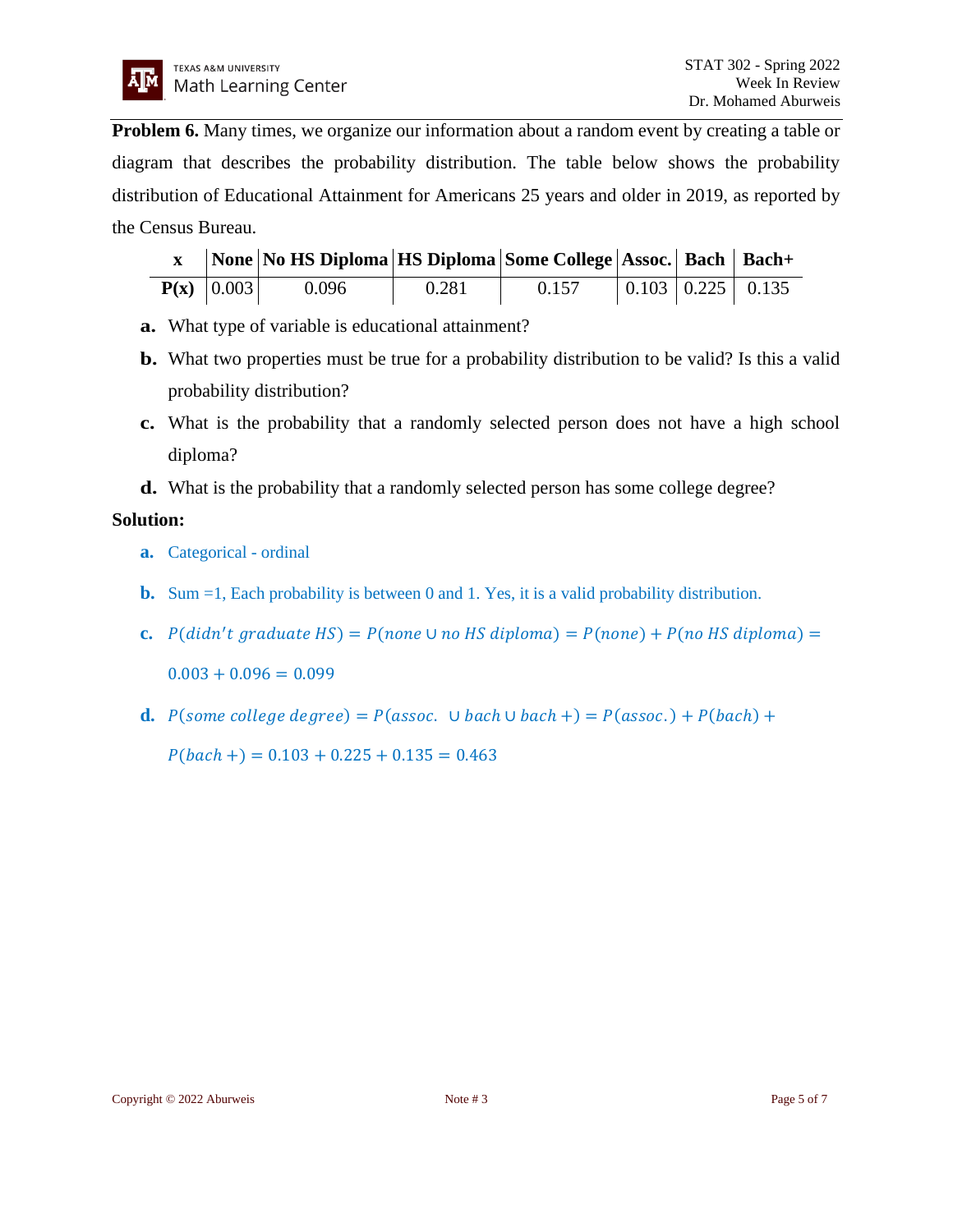**Problem 6.** Many times, we organize our information about a random event by creating a table or diagram that describes the probability distribution. The table below shows the probability distribution of Educational Attainment for Americans 25 years and older in 2019, as reported by the Census Bureau.

| **x** | **None** | **No HS Diploma** | **HS Diploma** | **Some College** | **Assoc.** | **Bach** | **Bach+** |
|---|---|---|---|---|---|---|---|
| **P(x)** | 0.003 | 0.096 | 0.281 | 0.157 | 0.103 | 0.225 | 0.135 |

**a.** What type of variable is educational attainment?

**b.** What two properties must be true for a probability distribution to be valid? Is this a valid probability distribution?

**c.** What is the probability that a randomly selected person does not have a high school diploma?

**d.** What is the probability that a randomly selected person has some college degree?

**Solution:**

**a.** Categorical - ordinal

**b.** Sum =1, Each probability is between 0 and 1. Yes, it is a valid probability distribution.

**c.** $P(didn't\ graduate\ HS) = P(none \cup no\ HS\ diploma) = P(none) + P(no\ HS\ diploma) = 0.003 + 0.096 = 0.099$

**d.** $P(some\ college\ degree) = P(assoc. \cup bach \cup bach+) = P(assoc.) + P(bach) + P(bach+) = 0.103 + 0.225 + 0.135 = 0.463$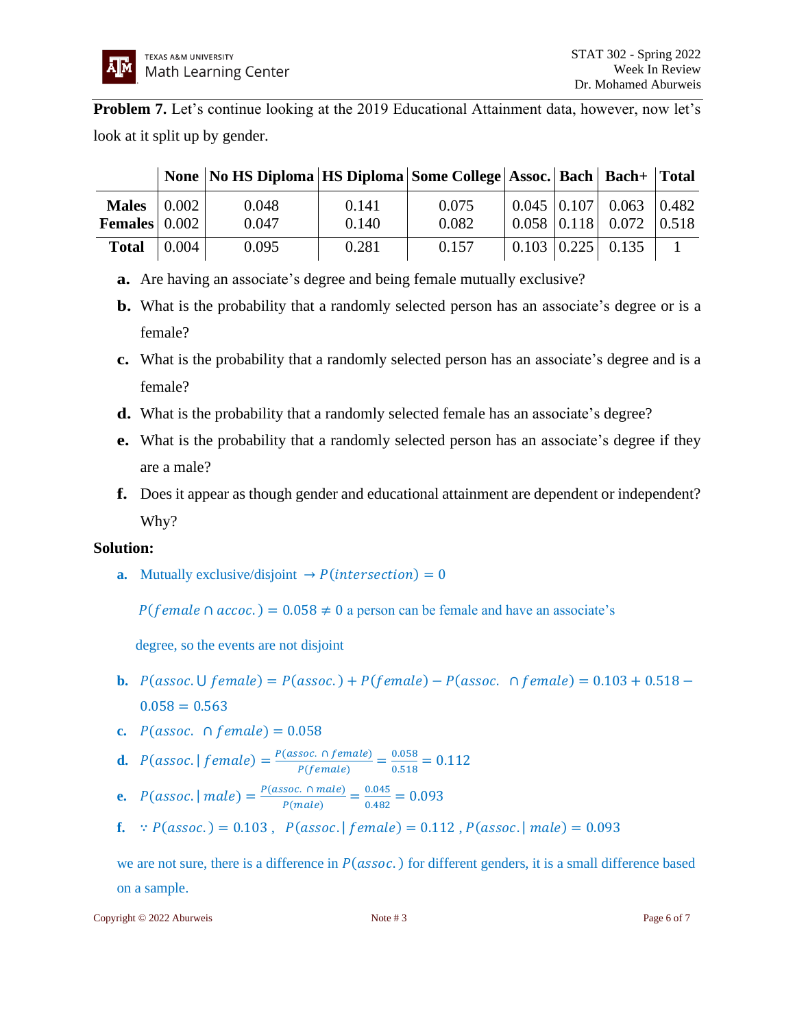**Problem 7.** Let's continue looking at the 2019 Educational Attainment data, however, now let's look at it split up by gender.

| | None | No HS Diploma | HS Diploma | Some College | Assoc. | Bach | Bach+ | Total |
|---|---|---|---|---|---|---|---|---|
| **Males** | 0.002 | 0.048 | 0.141 | 0.075 | 0.045 | 0.107 | 0.063 | 0.482 |
| **Females** | 0.002 | 0.047 | 0.140 | 0.082 | 0.058 | 0.118 | 0.072 | 0.518 |
| **Total** | 0.004 | 0.095 | 0.281 | 0.157 | 0.103 | 0.225 | 0.135 | 1 |

**a.** Are having an associate's degree and being female mutually exclusive?

**b.** What is the probability that a randomly selected person has an associate's degree or is a female?

**c.** What is the probability that a randomly selected person has an associate's degree and is a female?

**d.** What is the probability that a randomly selected female has an associate's degree?

**e.** What is the probability that a randomly selected person has an associate's degree if they are a male?

**f.** Does it appear as though gender and educational attainment are dependent or independent? Why?

**Solution:**

**a.** Mutually exclusive/disjoint $\rightarrow P(intersection) = 0$

$P(female \cap accoc.) = 0.058 \neq 0$ a person can be female and have an associate's degree, so the events are not disjoint

**b.** $P(assoc. \cup female) = P(assoc.) + P(female) - P(assoc. \cap female) = 0.103 + 0.518 - 0.058 = 0.563$

**c.** $P(assoc. \cap female) = 0.058$

**d.** $P(assoc.\,|\,female) = \frac{P(assoc. \cap female)}{P(female)} = \frac{0.058}{0.518} = 0.112$

**e.** $P(assoc.\,|\,male) = \frac{P(assoc. \cap male)}{P(male)} = \frac{0.045}{0.482} = 0.093$

**f.** $\because P(assoc.) = 0.103$, $P(assoc.\,|\,female) = 0.112$, $P(assoc.\,|\,male) = 0.093$

we are not sure, there is a difference in $P(assoc.)$ for different genders, it is a small difference based on a sample.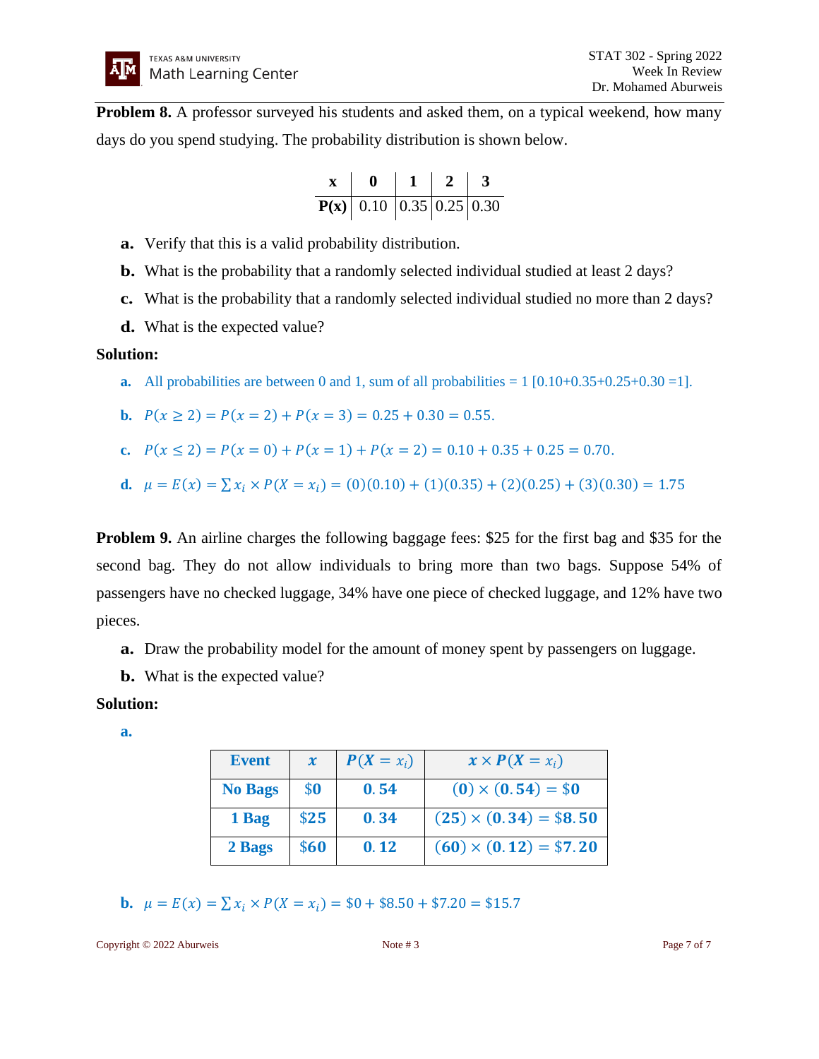**Problem 8.** A professor surveyed his students and asked them, on a typical weekend, how many days do you spend studying. The probability distribution is shown below.

| **x** | **0** | **1** | **2** | **3** |
|---|---|---|---|---|
| **P(x)** | 0.10 | 0.35 | 0.25 | 0.30 |

**a.** Verify that this is a valid probability distribution.

**b.** What is the probability that a randomly selected individual studied at least 2 days?

**c.** What is the probability that a randomly selected individual studied no more than 2 days?

**d.** What is the expected value?

**Solution:**

**a.** All probabilities are between 0 and 1, sum of all probabilities = 1 [0.10+0.35+0.25+0.30 =1].

**b.** $P(x \geq 2) = P(x = 2) + P(x = 3) = 0.25 + 0.30 = 0.55.$

**c.** $P(x \leq 2) = P(x = 0) + P(x = 1) + P(x = 2) = 0.10 + 0.35 + 0.25 = 0.70.$

**d.** $\mu = E(x) = \sum x_i \times P(X = x_i) = (0)(0.10) + (1)(0.35) + (2)(0.25) + (3)(0.30) = 1.75$

**Problem 9.** An airline charges the following baggage fees: \$25 for the first bag and \$35 for the second bag. They do not allow individuals to bring more than two bags. Suppose 54% of passengers have no checked luggage, 34% have one piece of checked luggage, and 12% have two pieces.

**a.** Draw the probability model for the amount of money spent by passengers on luggage.

**b.** What is the expected value?

**Solution:**

**a.**

| **Event** | $x$ | $P(X = x_i)$ | $x \times P(X = x_i)$ |
|---|---|---|---|
| **No Bags** | \$0 | 0.54 | $(0) \times (0.54) = \$0$ |
| **1 Bag** | \$25 | 0.34 | $(25) \times (0.34) = \$8.50$ |
| **2 Bags** | \$60 | 0.12 | $(60) \times (0.12) = \$7.20$ |

**b.** $\mu = E(x) = \sum x_i \times P(X = x_i) = \$0 + \$8.50 + \$7.20 = \$15.7$